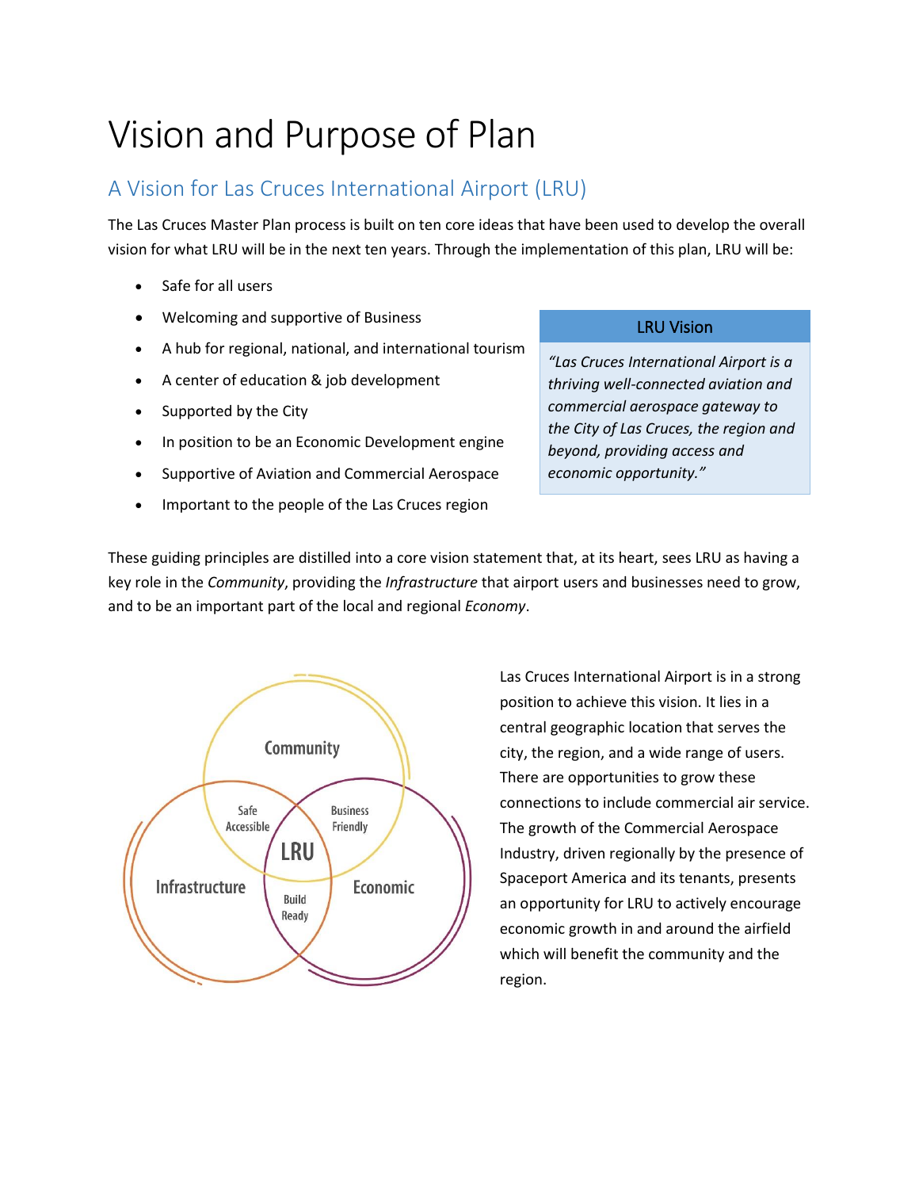# Vision and Purpose of Plan

## A Vision for Las Cruces International Airport (LRU)

The Las Cruces Master Plan process is built on ten core ideas that have been used to develop the overall vision for what LRU will be in the next ten years. Through the implementation of this plan, LRU will be:

- Safe for all users
- Welcoming and supportive of Business
- A hub for regional, national, and international tourism
- A center of education & job development
- Supported by the City
- In position to be an Economic Development engine
- Supportive of Aviation and Commercial Aerospace
- Important to the people of the Las Cruces region

| LRU Vision |
| --- |
| *"Las Cruces International Airport is a thriving well-connected aviation and commercial aerospace gateway to the City of Las Cruces, the region and beyond, providing access and economic opportunity."* |

These guiding principles are distilled into a core vision statement that, at its heart, sees LRU as having a key role in the *Community*, providing the *Infrastructure* that airport users and businesses need to grow, and to be an important part of the local and regional *Economy*.

Community | Infrastructure | Economic | Safe Accessible | Business Friendly | Build Ready | LRU

Las Cruces International Airport is in a strong position to achieve this vision. It lies in a central geographic location that serves the city, the region, and a wide range of users. There are opportunities to grow these connections to include commercial air service. The growth of the Commercial Aerospace Industry, driven regionally by the presence of Spaceport America and its tenants, presents an opportunity for LRU to actively encourage economic growth in and around the airfield which will benefit the community and the region.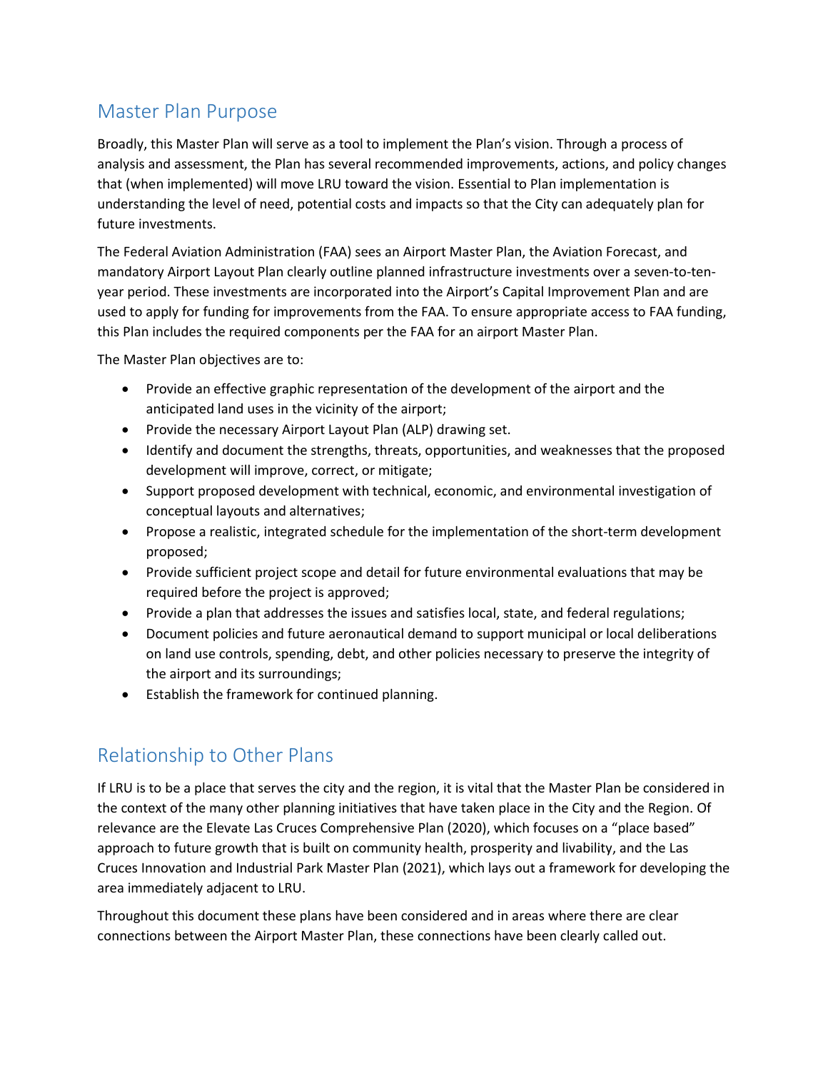## Master Plan Purpose

Broadly, this Master Plan will serve as a tool to implement the Plan's vision. Through a process of analysis and assessment, the Plan has several recommended improvements, actions, and policy changes that (when implemented) will move LRU toward the vision. Essential to Plan implementation is understanding the level of need, potential costs and impacts so that the City can adequately plan for future investments.

The Federal Aviation Administration (FAA) sees an Airport Master Plan, the Aviation Forecast, and mandatory Airport Layout Plan clearly outline planned infrastructure investments over a seven-to-ten-year period. These investments are incorporated into the Airport's Capital Improvement Plan and are used to apply for funding for improvements from the FAA. To ensure appropriate access to FAA funding, this Plan includes the required components per the FAA for an airport Master Plan.

The Master Plan objectives are to:

- Provide an effective graphic representation of the development of the airport and the anticipated land uses in the vicinity of the airport;
- Provide the necessary Airport Layout Plan (ALP) drawing set.
- Identify and document the strengths, threats, opportunities, and weaknesses that the proposed development will improve, correct, or mitigate;
- Support proposed development with technical, economic, and environmental investigation of conceptual layouts and alternatives;
- Propose a realistic, integrated schedule for the implementation of the short-term development proposed;
- Provide sufficient project scope and detail for future environmental evaluations that may be required before the project is approved;
- Provide a plan that addresses the issues and satisfies local, state, and federal regulations;
- Document policies and future aeronautical demand to support municipal or local deliberations on land use controls, spending, debt, and other policies necessary to preserve the integrity of the airport and its surroundings;
- Establish the framework for continued planning.

## Relationship to Other Plans

If LRU is to be a place that serves the city and the region, it is vital that the Master Plan be considered in the context of the many other planning initiatives that have taken place in the City and the Region. Of relevance are the Elevate Las Cruces Comprehensive Plan (2020), which focuses on a "place based" approach to future growth that is built on community health, prosperity and livability, and the Las Cruces Innovation and Industrial Park Master Plan (2021), which lays out a framework for developing the area immediately adjacent to LRU.

Throughout this document these plans have been considered and in areas where there are clear connections between the Airport Master Plan, these connections have been clearly called out.